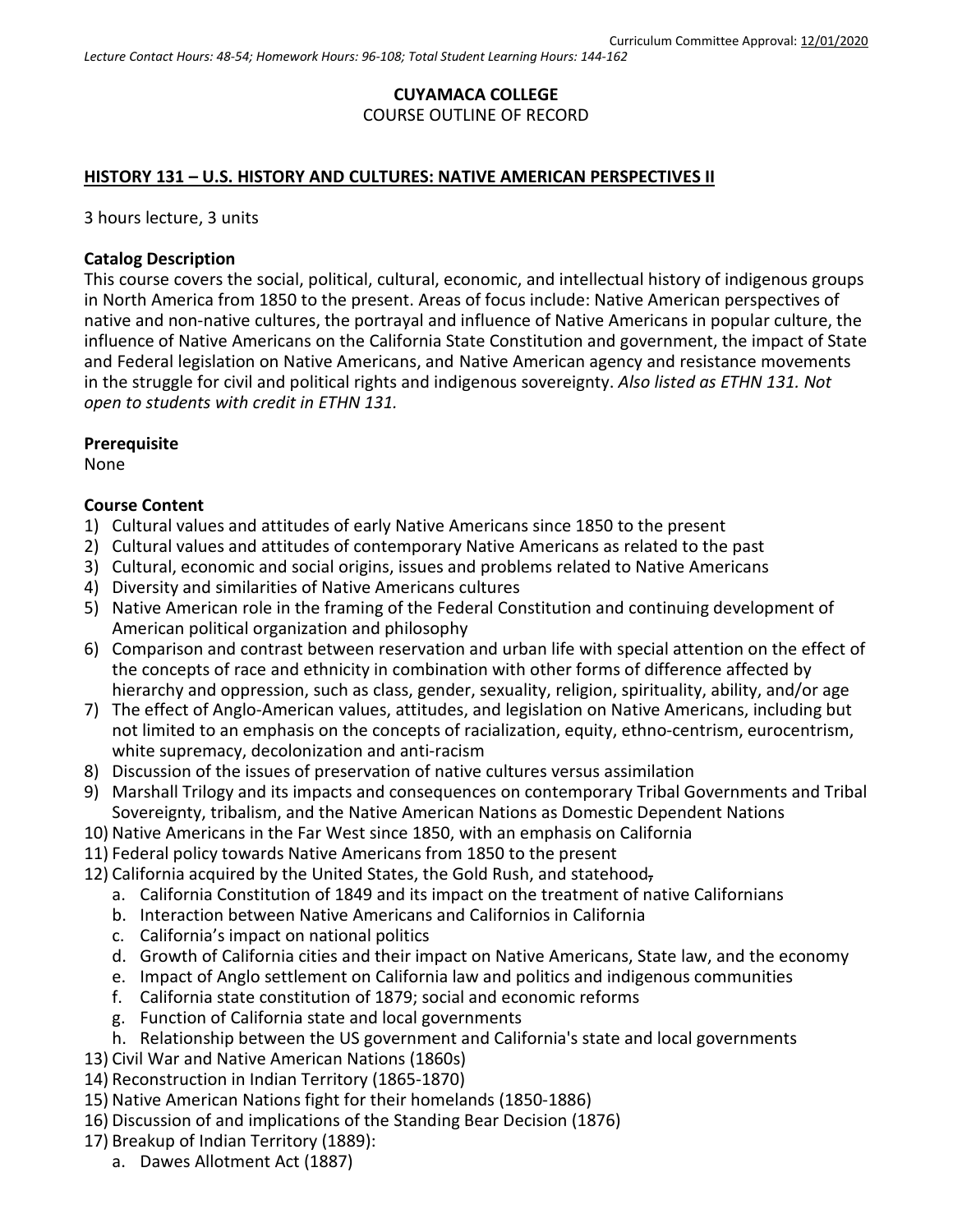Curriculum Committee Approval: 12/01/2020

*Lecture Contact Hours: 48-54; Homework Hours: 96-108; Total Student Learning Hours: 144-162*

**CUYAMACA COLLEGE**

COURSE OUTLINE OF RECORD

## HISTORY 131 – U.S. HISTORY AND CULTURES: NATIVE AMERICAN PERSPECTIVES II

3 hours lecture, 3 units

### Catalog Description

This course covers the social, political, cultural, economic, and intellectual history of indigenous groups in North America from 1850 to the present. Areas of focus include: Native American perspectives of native and non-native cultures, the portrayal and influence of Native Americans in popular culture, the influence of Native Americans on the California State Constitution and government, the impact of State and Federal legislation on Native Americans, and Native American agency and resistance movements in the struggle for civil and political rights and indigenous sovereignty. *Also listed as ETHN 131. Not open to students with credit in ETHN 131.*

### Prerequisite

None

### Course Content

1) Cultural values and attitudes of early Native Americans since 1850 to the present
2) Cultural values and attitudes of contemporary Native Americans as related to the past
3) Cultural, economic and social origins, issues and problems related to Native Americans
4) Diversity and similarities of Native Americans cultures
5) Native American role in the framing of the Federal Constitution and continuing development of American political organization and philosophy
6) Comparison and contrast between reservation and urban life with special attention on the effect of the concepts of race and ethnicity in combination with other forms of difference affected by hierarchy and oppression, such as class, gender, sexuality, religion, spirituality, ability, and/or age
7) The effect of Anglo-American values, attitudes, and legislation on Native Americans, including but not limited to an emphasis on the concepts of racialization, equity, ethno-centrism, eurocentrism, white supremacy, decolonization and anti-racism
8) Discussion of the issues of preservation of native cultures versus assimilation
9) Marshall Trilogy and its impacts and consequences on contemporary Tribal Governments and Tribal Sovereignty, tribalism, and the Native American Nations as Domestic Dependent Nations
10) Native Americans in the Far West since 1850, with an emphasis on California
11) Federal policy towards Native Americans from 1850 to the present
12) California acquired by the United States, the Gold Rush, and statehood
    a. California Constitution of 1849 and its impact on the treatment of native Californians
    b. Interaction between Native Americans and Californios in California
    c. California's impact on national politics
    d. Growth of California cities and their impact on Native Americans, State law, and the economy
    e. Impact of Anglo settlement on California law and politics and indigenous communities
    f. California state constitution of 1879; social and economic reforms
    g. Function of California state and local governments
    h. Relationship between the US government and California's state and local governments
13) Civil War and Native American Nations (1860s)
14) Reconstruction in Indian Territory (1865-1870)
15) Native American Nations fight for their homelands (1850-1886)
16) Discussion of and implications of the Standing Bear Decision (1876)
17) Breakup of Indian Territory (1889):
    a. Dawes Allotment Act (1887)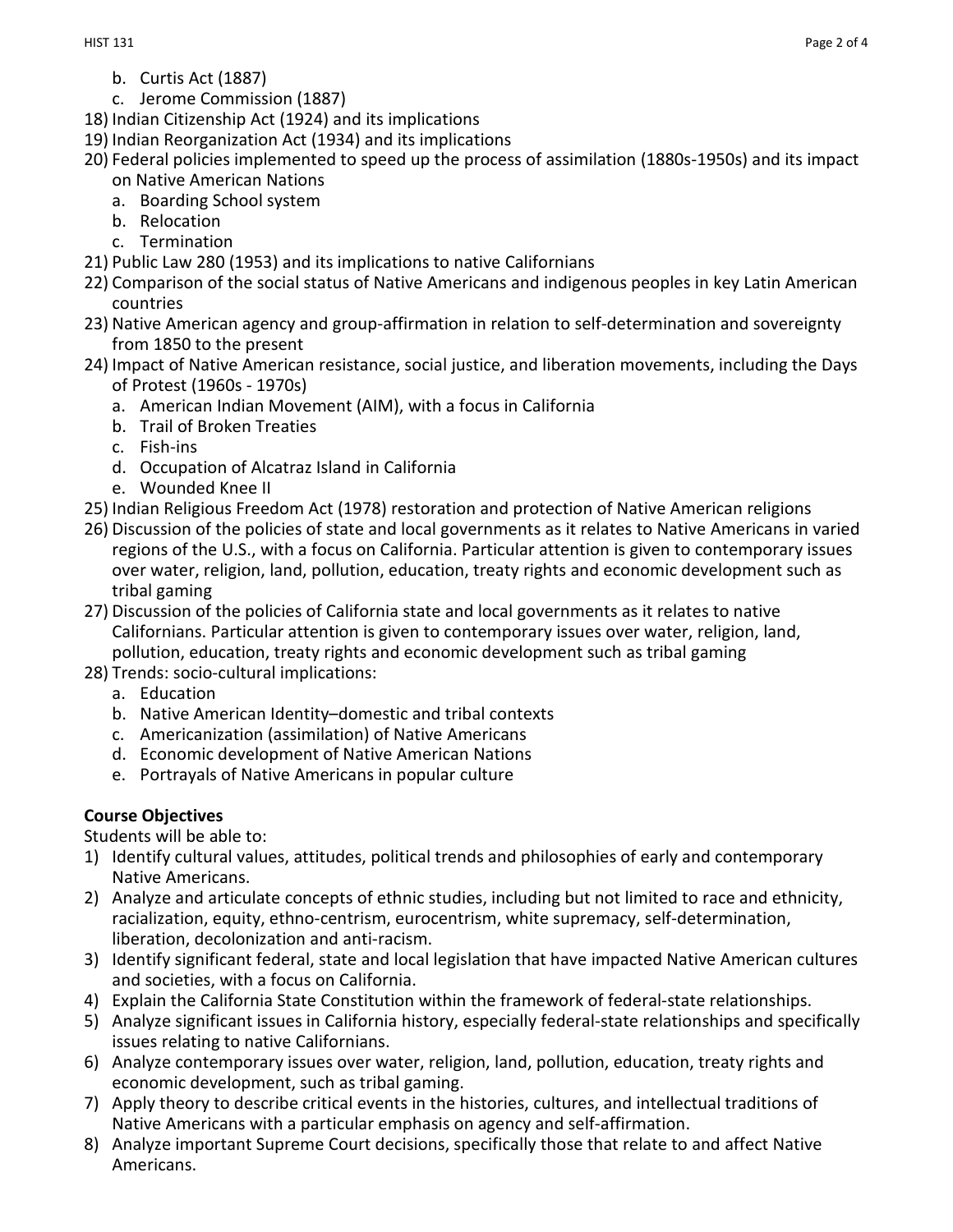b. Curtis Act (1887)
   c. Jerome Commission (1887)

18) Indian Citizenship Act (1924) and its implications
19) Indian Reorganization Act (1934) and its implications
20) Federal policies implemented to speed up the process of assimilation (1880s-1950s) and its impact on Native American Nations
    a. Boarding School system
    b. Relocation
    c. Termination
21) Public Law 280 (1953) and its implications to native Californians
22) Comparison of the social status of Native Americans and indigenous peoples in key Latin American countries
23) Native American agency and group-affirmation in relation to self-determination and sovereignty from 1850 to the present
24) Impact of Native American resistance, social justice, and liberation movements, including the Days of Protest (1960s - 1970s)
    a. American Indian Movement (AIM), with a focus in California
    b. Trail of Broken Treaties
    c. Fish-ins
    d. Occupation of Alcatraz Island in California
    e. Wounded Knee II
25) Indian Religious Freedom Act (1978) restoration and protection of Native American religions
26) Discussion of the policies of state and local governments as it relates to Native Americans in varied regions of the U.S., with a focus on California. Particular attention is given to contemporary issues over water, religion, land, pollution, education, treaty rights and economic development such as tribal gaming
27) Discussion of the policies of California state and local governments as it relates to native Californians. Particular attention is given to contemporary issues over water, religion, land, pollution, education, treaty rights and economic development such as tribal gaming
28) Trends: socio-cultural implications:
    a. Education
    b. Native American Identity–domestic and tribal contexts
    c. Americanization (assimilation) of Native Americans
    d. Economic development of Native American Nations
    e. Portrayals of Native Americans in popular culture

**Course Objectives**

Students will be able to:

1) Identify cultural values, attitudes, political trends and philosophies of early and contemporary Native Americans.
2) Analyze and articulate concepts of ethnic studies, including but not limited to race and ethnicity, racialization, equity, ethno-centrism, eurocentrism, white supremacy, self-determination, liberation, decolonization and anti-racism.
3) Identify significant federal, state and local legislation that have impacted Native American cultures and societies, with a focus on California.
4) Explain the California State Constitution within the framework of federal-state relationships.
5) Analyze significant issues in California history, especially federal-state relationships and specifically issues relating to native Californians.
6) Analyze contemporary issues over water, religion, land, pollution, education, treaty rights and economic development, such as tribal gaming.
7) Apply theory to describe critical events in the histories, cultures, and intellectual traditions of Native Americans with a particular emphasis on agency and self-affirmation.
8) Analyze important Supreme Court decisions, specifically those that relate to and affect Native Americans.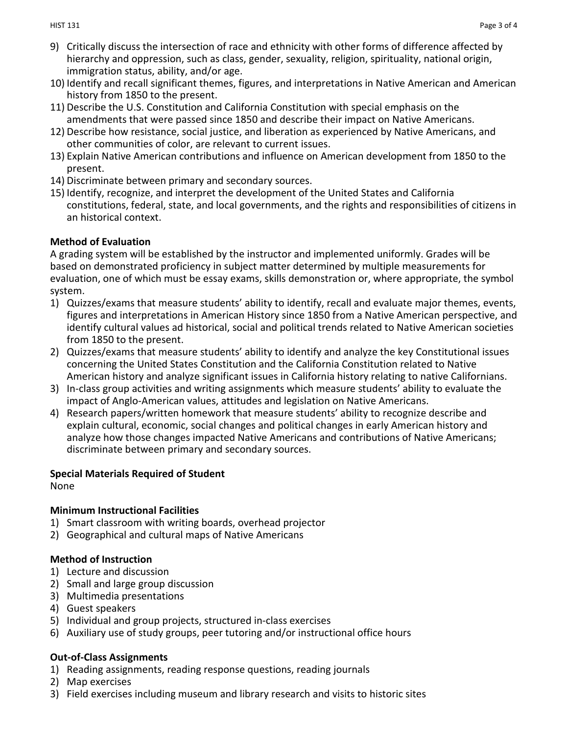9) Critically discuss the intersection of race and ethnicity with other forms of difference affected by hierarchy and oppression, such as class, gender, sexuality, religion, spirituality, national origin, immigration status, ability, and/or age.
10) Identify and recall significant themes, figures, and interpretations in Native American and American history from 1850 to the present.
11) Describe the U.S. Constitution and California Constitution with special emphasis on the amendments that were passed since 1850 and describe their impact on Native Americans.
12) Describe how resistance, social justice, and liberation as experienced by Native Americans, and other communities of color, are relevant to current issues.
13) Explain Native American contributions and influence on American development from 1850 to the present.
14) Discriminate between primary and secondary sources.
15) Identify, recognize, and interpret the development of the United States and California constitutions, federal, state, and local governments, and the rights and responsibilities of citizens in an historical context.

**Method of Evaluation**

A grading system will be established by the instructor and implemented uniformly. Grades will be based on demonstrated proficiency in subject matter determined by multiple measurements for evaluation, one of which must be essay exams, skills demonstration or, where appropriate, the symbol system.

1) Quizzes/exams that measure students' ability to identify, recall and evaluate major themes, events, figures and interpretations in American History since 1850 from a Native American perspective, and identify cultural values ad historical, social and political trends related to Native American societies from 1850 to the present.
2) Quizzes/exams that measure students' ability to identify and analyze the key Constitutional issues concerning the United States Constitution and the California Constitution related to Native American history and analyze significant issues in California history relating to native Californians.
3) In-class group activities and writing assignments which measure students' ability to evaluate the impact of Anglo-American values, attitudes and legislation on Native Americans.
4) Research papers/written homework that measure students' ability to recognize describe and explain cultural, economic, social changes and political changes in early American history and analyze how those changes impacted Native Americans and contributions of Native Americans; discriminate between primary and secondary sources.

**Special Materials Required of Student**

None

**Minimum Instructional Facilities**

1) Smart classroom with writing boards, overhead projector
2) Geographical and cultural maps of Native Americans

**Method of Instruction**

1) Lecture and discussion
2) Small and large group discussion
3) Multimedia presentations
4) Guest speakers
5) Individual and group projects, structured in-class exercises
6) Auxiliary use of study groups, peer tutoring and/or instructional office hours

**Out-of-Class Assignments**

1) Reading assignments, reading response questions, reading journals
2) Map exercises
3) Field exercises including museum and library research and visits to historic sites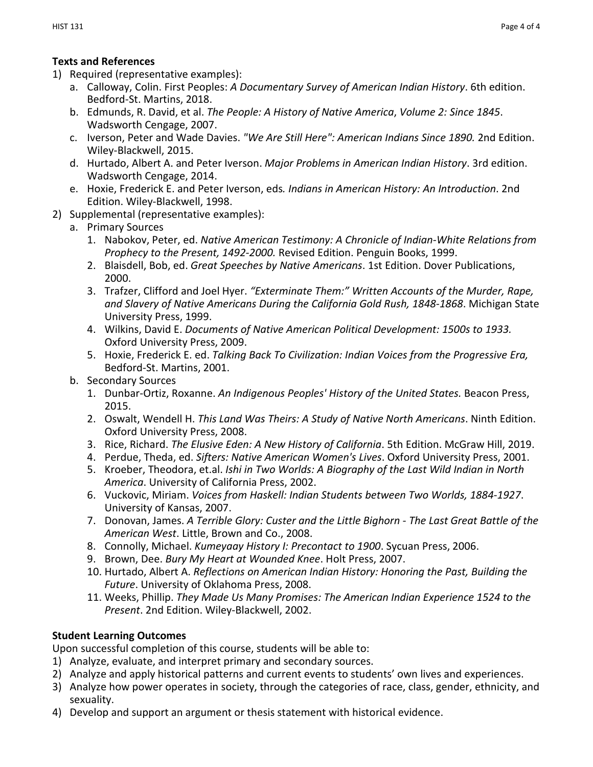**Texts and References**

1) Required (representative examples):
   a. Calloway, Colin. First Peoples: *A Documentary Survey of American Indian History*. 6th edition. Bedford-St. Martins, 2018.
   b. Edmunds, R. David, et al. *The People: A History of Native America*, *Volume 2: Since 1845*. Wadsworth Cengage, 2007.
   c. Iverson, Peter and Wade Davies. *"We Are Still Here": American Indians Since 1890.* 2nd Edition. Wiley-Blackwell, 2015.
   d. Hurtado, Albert A. and Peter Iverson. *Major Problems in American Indian History*. 3rd edition. Wadsworth Cengage, 2014.
   e. Hoxie, Frederick E. and Peter Iverson, eds*. Indians in American History: An Introduction*. 2nd Edition. Wiley-Blackwell, 1998.
2) Supplemental (representative examples):
   a. Primary Sources
      1. Nabokov, Peter, ed. *Native American Testimony: A Chronicle of Indian-White Relations from Prophecy to the Present, 1492-2000.* Revised Edition. Penguin Books, 1999.
      2. Blaisdell, Bob, ed. *Great Speeches by Native Americans*. 1st Edition. Dover Publications, 2000.
      3. Trafzer, Clifford and Joel Hyer. *"Exterminate Them:" Written Accounts of the Murder, Rape, and Slavery of Native Americans During the California Gold Rush, 1848-1868*. Michigan State University Press, 1999.
      4. Wilkins, David E. *Documents of Native American Political Development: 1500s to 1933.* Oxford University Press, 2009.
      5. Hoxie, Frederick E. ed. *Talking Back To Civilization: Indian Voices from the Progressive Era,* Bedford-St. Martins, 2001.
   b. Secondary Sources
      1. Dunbar-Ortiz, Roxanne. *An Indigenous Peoples' History of the United States.* Beacon Press, 2015.
      2. Oswalt, Wendell H. *This Land Was Theirs: A Study of Native North Americans*. Ninth Edition. Oxford University Press, 2008.
      3. Rice, Richard. *The Elusive Eden: A New History of California*. 5th Edition. McGraw Hill, 2019.
      4. Perdue, Theda, ed. *Sifters: Native American Women's Lives*. Oxford University Press, 2001.
      5. Kroeber, Theodora, et.al. *Ishi in Two Worlds: A Biography of the Last Wild Indian in North America*. University of California Press, 2002.
      6. Vuckovic, Miriam. *Voices from Haskell: Indian Students between Two Worlds, 1884-1927*. University of Kansas, 2007.
      7. Donovan, James. *A Terrible Glory: Custer and the Little Bighorn - The Last Great Battle of the American West*. Little, Brown and Co., 2008.
      8. Connolly, Michael. *Kumeyaay History I: Precontact to 1900*. Sycuan Press, 2006.
      9. Brown, Dee. *Bury My Heart at Wounded Knee*. Holt Press, 2007.
      10. Hurtado, Albert A. *Reflections on American Indian History: Honoring the Past, Building the Future*. University of Oklahoma Press, 2008.
      11. Weeks, Phillip. *They Made Us Many Promises: The American Indian Experience 1524 to the Present*. 2nd Edition. Wiley-Blackwell, 2002.

**Student Learning Outcomes**

Upon successful completion of this course, students will be able to:

1) Analyze, evaluate, and interpret primary and secondary sources.
2) Analyze and apply historical patterns and current events to students' own lives and experiences.
3) Analyze how power operates in society, through the categories of race, class, gender, ethnicity, and sexuality.
4) Develop and support an argument or thesis statement with historical evidence.